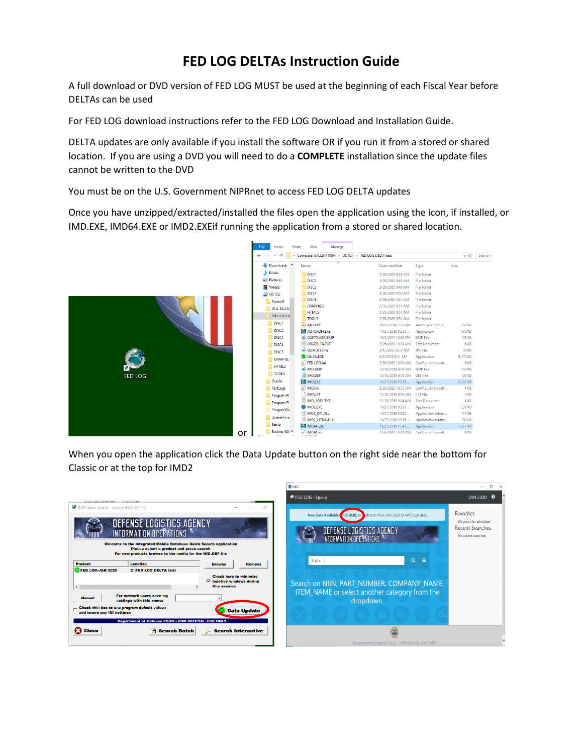# FED LOG DELTAs Instruction Guide

A full download or DVD version of FED LOG MUST be used at the beginning of each Fiscal Year before DELTAs can be used

For FED LOG download instructions refer to the FED LOG Download and Installation Guide.

DELTA updates are only available if you install the software OR if you run it from a stored or shared location. If you are using a DVD you will need to do a **COMPLETE** installation since the update files cannot be written to the DVD

You must be on the U.S. Government NIPRnet to access FED LOG DELTA updates

Once you have unzipped/extracted/installed the files open the application using the icon, if installed, or IMD.EXE, IMD64.EXE or IMD2.EXEif running the application from a stored or shared location.

or

When you open the application click the Data Update button on the right side near the bottom for Classic or at the top for IMD2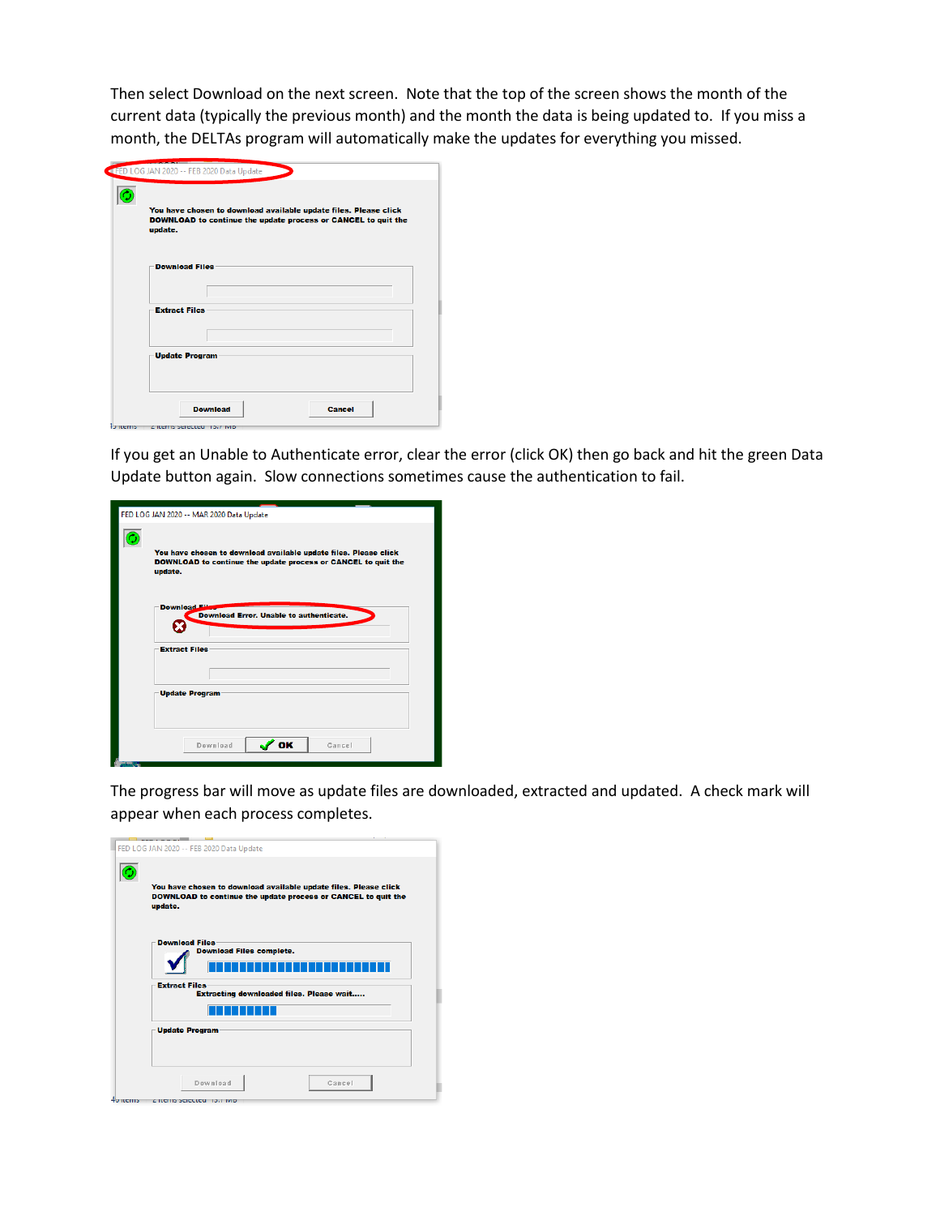Then select Download on the next screen. Note that the top of the screen shows the month of the current data (typically the previous month) and the month the data is being updated to. If you miss a month, the DELTAs program will automatically make the updates for everything you missed.

If you get an Unable to Authenticate error, clear the error (click OK) then go back and hit the green Data Update button again. Slow connections sometimes cause the authentication to fail.

The progress bar will move as update files are downloaded, extracted and updated. A check mark will appear when each process completes.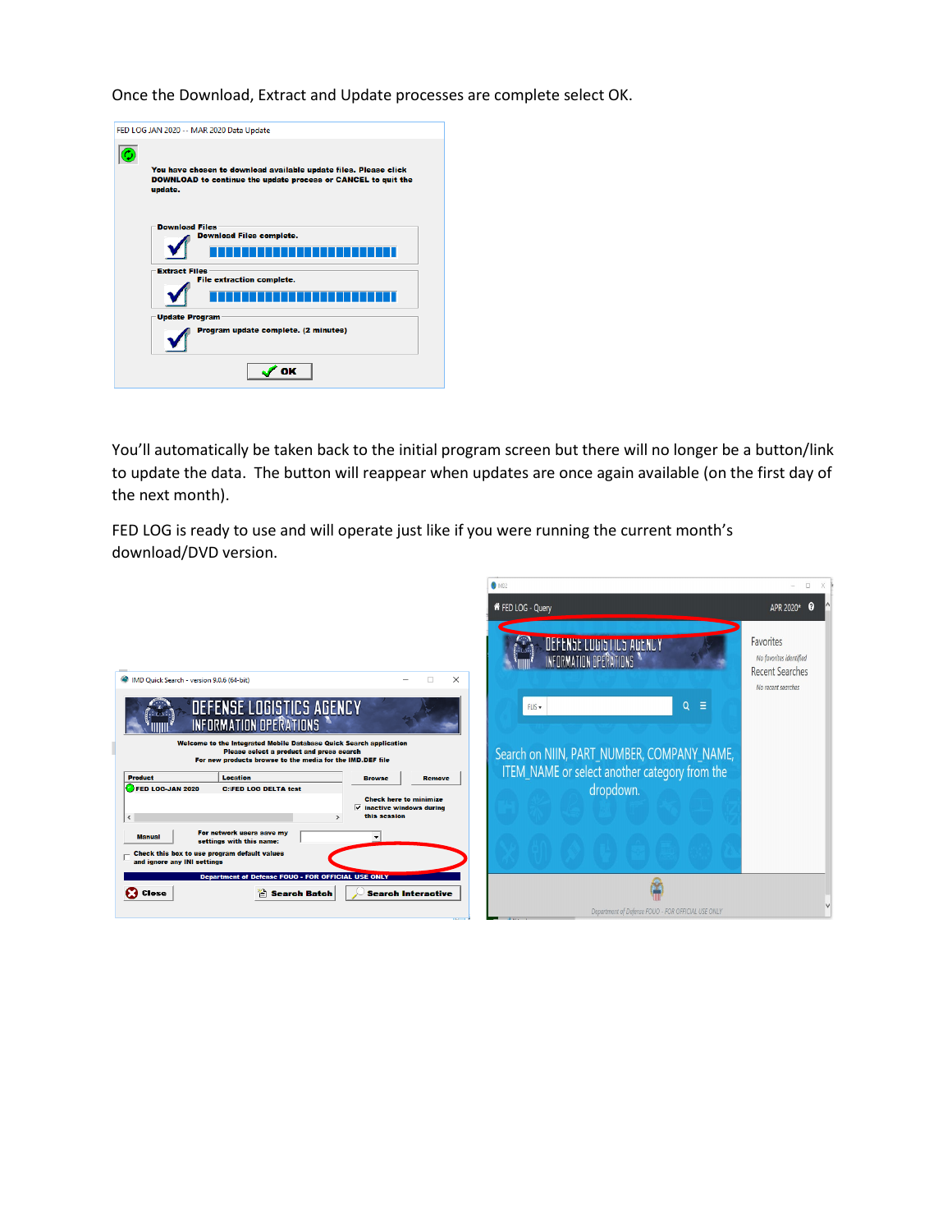Once the Download, Extract and Update processes are complete select OK.

FED LOG JAN 2020 -- MAR 2020 Data Update

You have chosen to download available update files. Please click DOWNLOAD to continue the update process or CANCEL to quit the update.

Download Files
Download Files complete.

Extract Files
File extraction complete.

Update Program
Program update complete. (2 minutes)

OK

You'll automatically be taken back to the initial program screen but there will no longer be a button/link to update the data. The button will reappear when updates are once again available (on the first day of the next month).

FED LOG is ready to use and will operate just like if you were running the current month's download/DVD version.

IMD Quick Search - version 9.0.6 (64-bit)

DEFENSE LOGISTICS AGENCY
INFORMATION OPERATIONS

Welcome to the Integrated Mobile Database Quick Search application
Please select a product and press search
For new products browse to the media for the IMD.DEF file

| Product | Location |
| --- | --- |
| FED LOG-JAN 2020 | C:FED LOG DELTA test |

Browse
Remove
Check here to minimize inactive windows during this session
Manual
For network users save my settings with this name:
Check this box to use program default values and ignore any INI settings
Department of Defense FOUO - FOR OFFICIAL USE ONLY
Close
Search Batch
Search Interactive

FED LOG - Query
APR 2020*

DEFENSE LOGISTICS AGENCY
INFORMATION OPERATIONS

Favorites
No favorites identified
Recent Searches
No recent searches

FLIS

Search on NIIN, PART_NUMBER, COMPANY_NAME, ITEM_NAME or select another category from the dropdown.

Department of Defense FOUO - FOR OFFICIAL USE ONLY